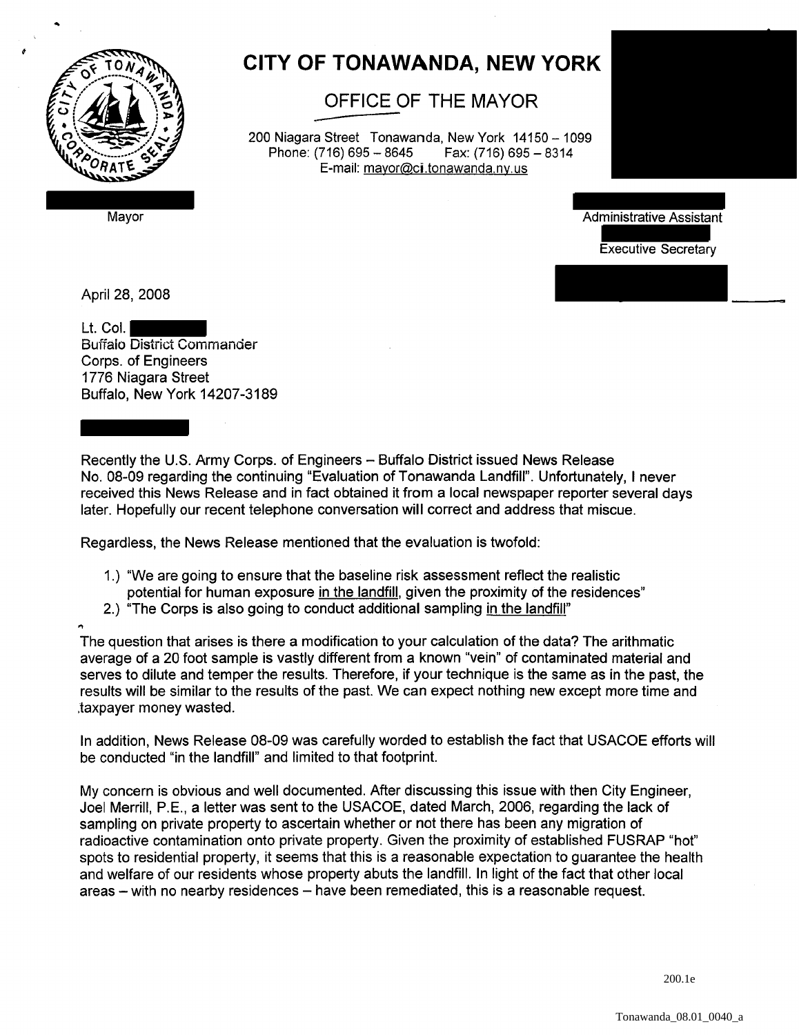# CITY OF TONAWANDA, NEW YORK

## OFFICE OF THE MAYOR

200 Niagara Street Tonawanda, New York 14150 – 1099
Phone: (716) 695 – 8645 Fax: (716) 695 – 8314
E-mail: mayor@ci.tonawanda.ny.us

Mayor

Administrative Assistant

Executive Secretary

April 28, 2008

Lt. Col.
Buffalo District Commander
Corps. of Engineers
1776 Niagara Street
Buffalo, New York 14207-3189

Recently the U.S. Army Corps. of Engineers – Buffalo District issued News Release No. 08-09 regarding the continuing "Evaluation of Tonawanda Landfill". Unfortunately, I never received this News Release and in fact obtained it from a local newspaper reporter several days later. Hopefully our recent telephone conversation will correct and address that miscue.

Regardless, the News Release mentioned that the evaluation is twofold:

1.) "We are going to ensure that the baseline risk assessment reflect the realistic potential for human exposure in the landfill, given the proximity of the residences"
2.) "The Corps is also going to conduct additional sampling in the landfill"

The question that arises is there a modification to your calculation of the data? The arithmatic average of a 20 foot sample is vastly different from a known "vein" of contaminated material and serves to dilute and temper the results. Therefore, if your technique is the same as in the past, the results will be similar to the results of the past. We can expect nothing new except more time and taxpayer money wasted.

In addition, News Release 08-09 was carefully worded to establish the fact that USACOE efforts will be conducted "in the landfill" and limited to that footprint.

My concern is obvious and well documented. After discussing this issue with then City Engineer, Joel Merrill, P.E., a letter was sent to the USACOE, dated March, 2006, regarding the lack of sampling on private property to ascertain whether or not there has been any migration of radioactive contamination onto private property. Given the proximity of established FUSRAP "hot" spots to residential property, it seems that this is a reasonable expectation to guarantee the health and welfare of our residents whose property abuts the landfill. In light of the fact that other local areas – with no nearby residences – have been remediated, this is a reasonable request.

200.1e

Tonawanda_08.01_0040_a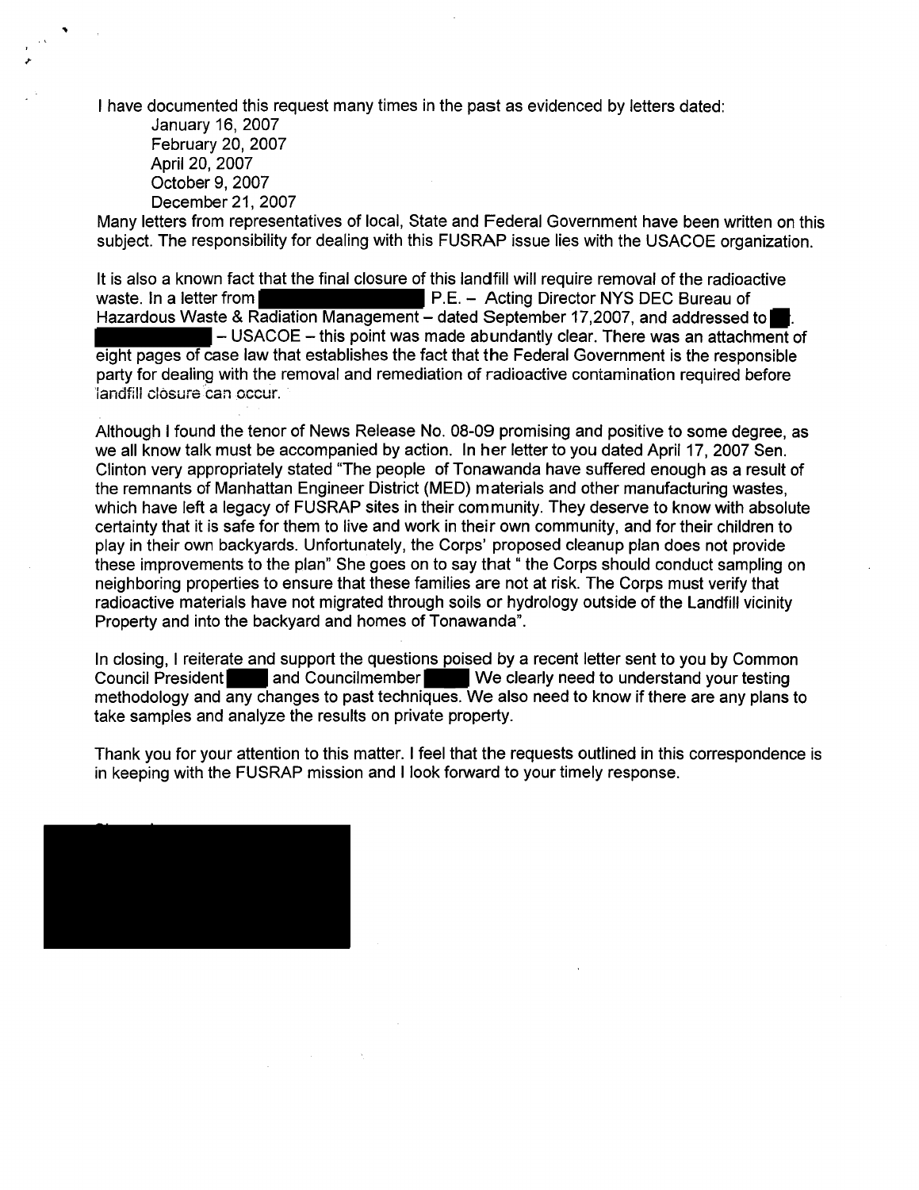I have documented this request many times in the past as evidenced by letters dated:

January 16, 2007
February 20, 2007
April 20, 2007
October 9, 2007
December 21, 2007

Many letters from representatives of local, State and Federal Government have been written on this subject. The responsibility for dealing with this FUSRAP issue lies with the USACOE organization.

It is also a known fact that the final closure of this landfill will require removal of the radioactive waste. In a letter from ████████████ P.E. – Acting Director NYS DEC Bureau of Hazardous Waste & Radiation Management – dated September 17,2007, and addressed to ██. ████████ – USACOE – this point was made abundantly clear. There was an attachment of eight pages of case law that establishes the fact that the Federal Government is the responsible party for dealing with the removal and remediation of radioactive contamination required before landfill closure can occur.

Although I found the tenor of News Release No. 08-09 promising and positive to some degree, as we all know talk must be accompanied by action. In her letter to you dated April 17, 2007 Sen. Clinton very appropriately stated "The people of Tonawanda have suffered enough as a result of the remnants of Manhattan Engineer District (MED) materials and other manufacturing wastes, which have left a legacy of FUSRAP sites in their community. They deserve to know with absolute certainty that it is safe for them to live and work in their own community, and for their children to play in their own backyards. Unfortunately, the Corps' proposed cleanup plan does not provide these improvements to the plan" She goes on to say that " the Corps should conduct sampling on neighboring properties to ensure that these families are not at risk. The Corps must verify that radioactive materials have not migrated through soils or hydrology outside of the Landfill vicinity Property and into the backyard and homes of Tonawanda".

In closing, I reiterate and support the questions poised by a recent letter sent to you by Common Council President ████ and Councilmember ████ We clearly need to understand your testing methodology and any changes to past techniques. We also need to know if there are any plans to take samples and analyze the results on private property.

Thank you for your attention to this matter. I feel that the requests outlined in this correspondence is in keeping with the FUSRAP mission and I look forward to your timely response.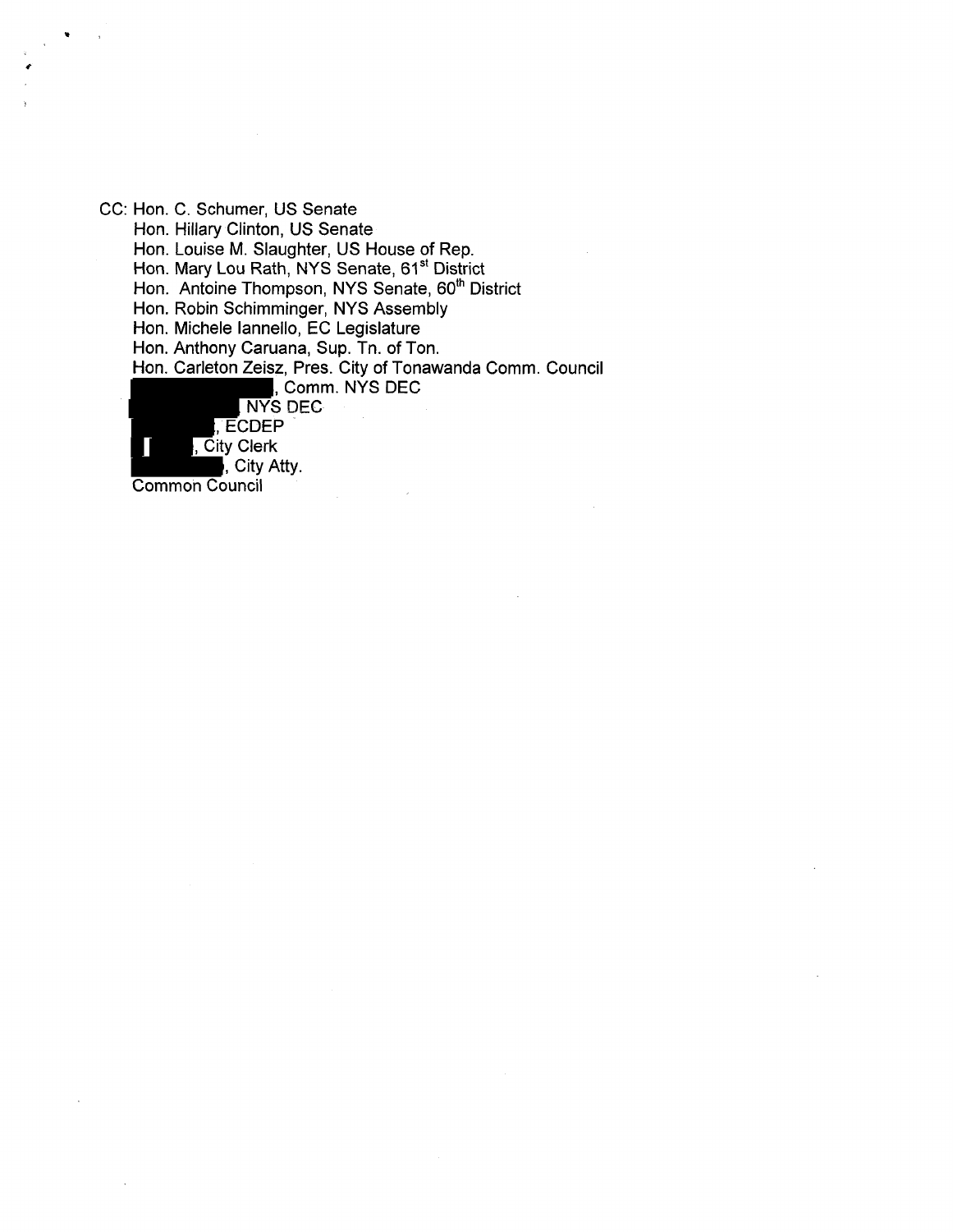CC: Hon. C. Schumer, US Senate
Hon. Hillary Clinton, US Senate
Hon. Louise M. Slaughter, US House of Rep.
Hon. Mary Lou Rath, NYS Senate, 61st District
Hon. Antoine Thompson, NYS Senate, 60th District
Hon. Robin Schimminger, NYS Assembly
Hon. Michele Iannello, EC Legislature
Hon. Anthony Caruana, Sup. Tn. of Ton.
Hon. Carleton Zeisz, Pres. City of Tonawanda Comm. Council
, Comm. NYS DEC
NYS DEC
, ECDEP
, City Clerk
, City Atty.
Common Council